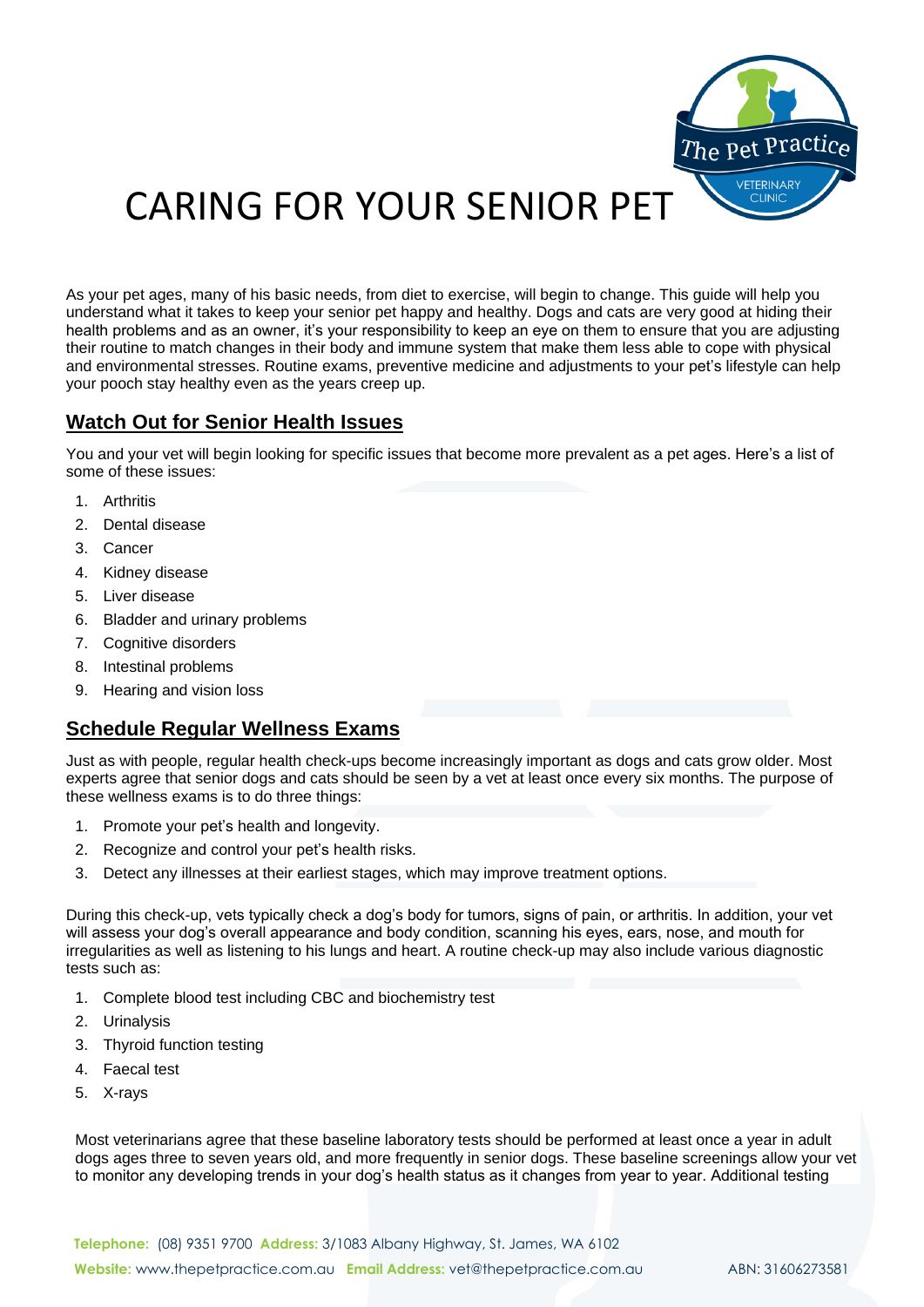# CARING FOR YOUR SENIOR PET

As your pet ages, many of his basic needs, from diet to exercise, will begin to change. This guide will help you understand what it takes to keep your senior pet happy and healthy. Dogs and cats are very good at hiding their health problems and as an owner, it's your responsibility to keep an eye on them to ensure that you are adjusting their routine to match changes in their body and immune system that make them less able to cope with physical and environmental stresses. Routine exams, preventive medicine and adjustments to your pet's lifestyle can help your pooch stay healthy even as the years creep up.

## Watch Out for Senior Health Issues

You and your vet will begin looking for specific issues that become more prevalent as a pet ages. Here's a list of some of these issues:

1. Arthritis
2. Dental disease
3. Cancer
4. Kidney disease
5. Liver disease
6. Bladder and urinary problems
7. Cognitive disorders
8. Intestinal problems
9. Hearing and vision loss

## Schedule Regular Wellness Exams

Just as with people, regular health check-ups become increasingly important as dogs and cats grow older. Most experts agree that senior dogs and cats should be seen by a vet at least once every six months. The purpose of these wellness exams is to do three things:

1. Promote your pet's health and longevity.
2. Recognize and control your pet's health risks.
3. Detect any illnesses at their earliest stages, which may improve treatment options.

During this check-up, vets typically check a dog's body for tumors, signs of pain, or arthritis. In addition, your vet will assess your dog's overall appearance and body condition, scanning his eyes, ears, nose, and mouth for irregularities as well as listening to his lungs and heart. A routine check-up may also include various diagnostic tests such as:

1. Complete blood test including CBC and biochemistry test
2. Urinalysis
3. Thyroid function testing
4. Faecal test
5. X-rays

Most veterinarians agree that these baseline laboratory tests should be performed at least once a year in adult dogs ages three to seven years old, and more frequently in senior dogs. These baseline screenings allow your vet to monitor any developing trends in your dog's health status as it changes from year to year. Additional testing

**Telephone:** (08) 9351 9700 **Address:** 3/1083 Albany Highway, St. James, WA 6102
**Website:** www.thepetpractice.com.au **Email Address:** vet@thepetpractice.com.au ABN: 31606273581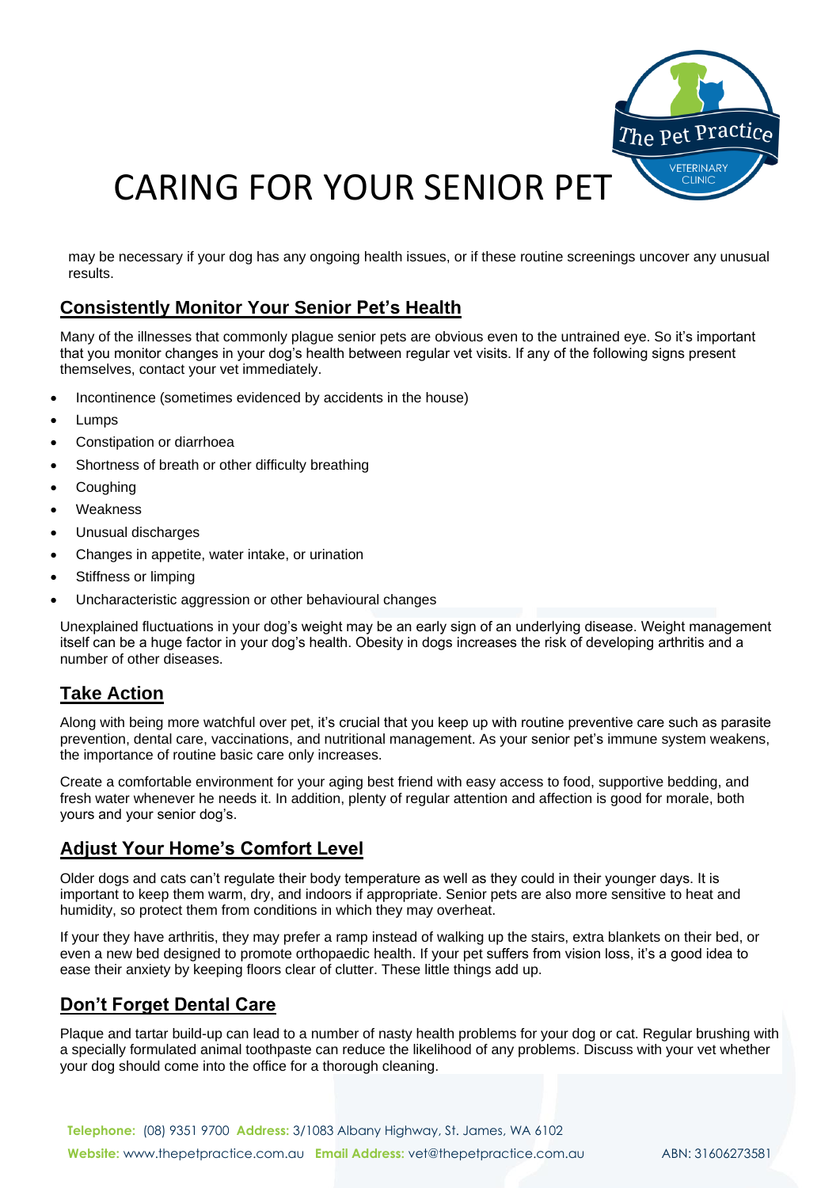may be necessary if your dog has any ongoing health issues, or if these routine screenings uncover any unusual results.

## Consistently Monitor Your Senior Pet's Health

Many of the illnesses that commonly plague senior pets are obvious even to the untrained eye. So it's important that you monitor changes in your dog's health between regular vet visits. If any of the following signs present themselves, contact your vet immediately.

- Incontinence (sometimes evidenced by accidents in the house)
- Lumps
- Constipation or diarrhoea
- Shortness of breath or other difficulty breathing
- Coughing
- Weakness
- Unusual discharges
- Changes in appetite, water intake, or urination
- Stiffness or limping
- Uncharacteristic aggression or other behavioural changes

Unexplained fluctuations in your dog's weight may be an early sign of an underlying disease. Weight management itself can be a huge factor in your dog's health. Obesity in dogs increases the risk of developing arthritis and a number of other diseases.

## Take Action

Along with being more watchful over pet, it's crucial that you keep up with routine preventive care such as parasite prevention, dental care, vaccinations, and nutritional management. As your senior pet's immune system weakens, the importance of routine basic care only increases.

Create a comfortable environment for your aging best friend with easy access to food, supportive bedding, and fresh water whenever he needs it. In addition, plenty of regular attention and affection is good for morale, both yours and your senior dog's.

## Adjust Your Home's Comfort Level

Older dogs and cats can't regulate their body temperature as well as they could in their younger days. It is important to keep them warm, dry, and indoors if appropriate. Senior pets are also more sensitive to heat and humidity, so protect them from conditions in which they may overheat.

If your they have arthritis, they may prefer a ramp instead of walking up the stairs, extra blankets on their bed, or even a new bed designed to promote orthopaedic health. If your pet suffers from vision loss, it's a good idea to ease their anxiety by keeping floors clear of clutter. These little things add up.

## Don't Forget Dental Care

Plaque and tartar build-up can lead to a number of nasty health problems for your dog or cat. Regular brushing with a specially formulated animal toothpaste can reduce the likelihood of any problems. Discuss with your vet whether your dog should come into the office for a thorough cleaning.